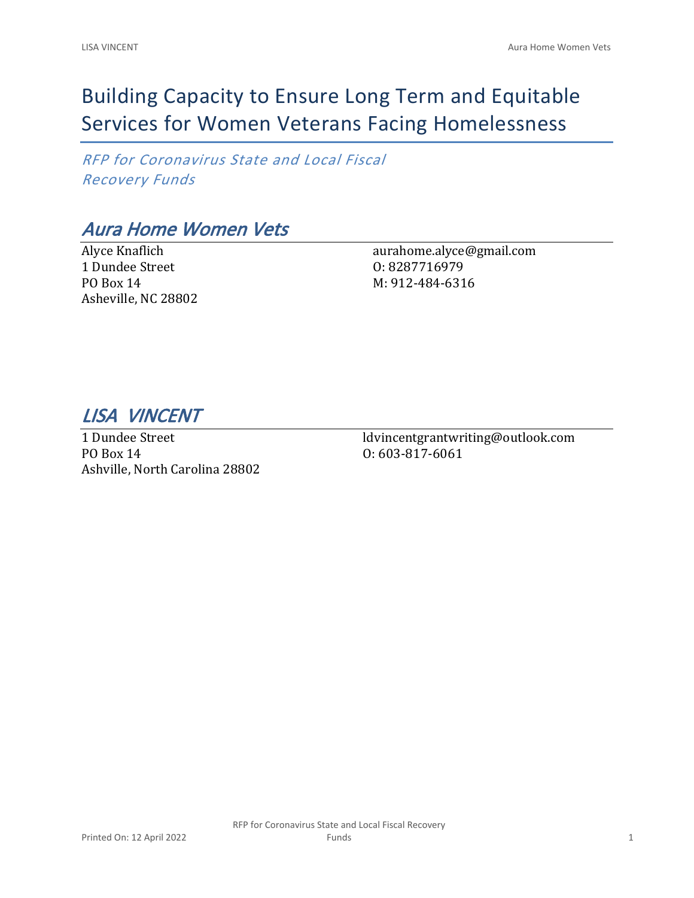# Building Capacity to Ensure Long Term and Equitable Services for Women Veterans Facing Homelessness

*RFP for Coronavirus State and Local Fiscal Recovery Funds*

## *Aura Home Women Vets*

Alyce Knaflich
1 Dundee Street
PO Box 14
Asheville, NC 28802

aurahome.alyce@gmail.com
O: 8287716979
M: 912-484-6316

## *LISA VINCENT*

1 Dundee Street
PO Box 14
Ashville, North Carolina 28802

ldvincentgrantwriting@outlook.com
O: 603-817-6061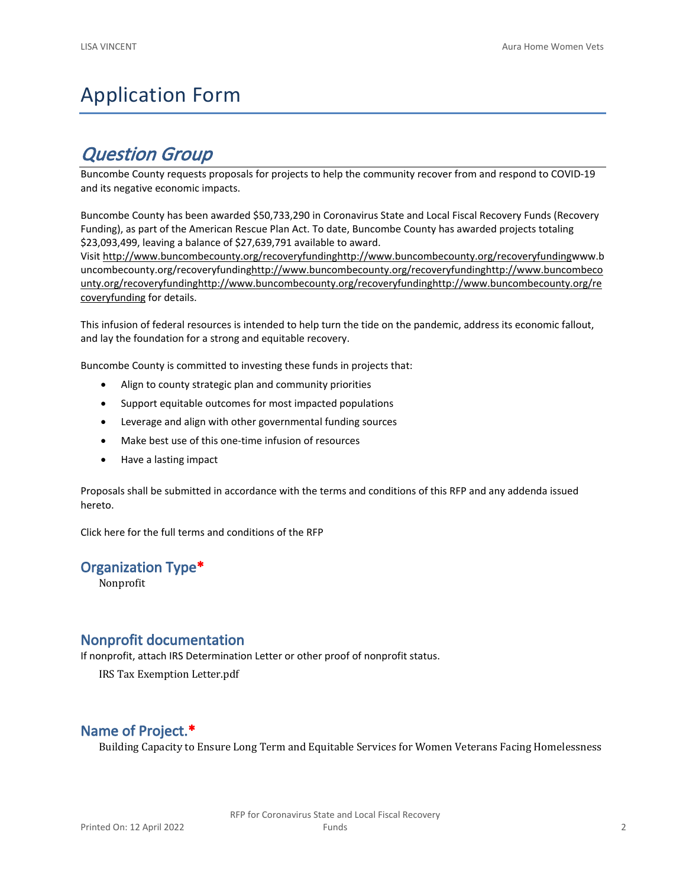# Application Form

## *Question Group*

Buncombe County requests proposals for projects to help the community recover from and respond to COVID-19 and its negative economic impacts.

Buncombe County has been awarded $50,733,290 in Coronavirus State and Local Fiscal Recovery Funds (Recovery Funding), as part of the American Rescue Plan Act. To date, Buncombe County has awarded projects totaling $23,093,499, leaving a balance of $27,639,791 available to award.
Visit http://www.buncombecounty.org/recoveryfundinghttp://www.buncombecounty.org/recoveryfundingwww.buncombecounty.org/recoveryfundinghttp://www.buncombecounty.org/recoveryfundinghttp://www.buncombecounty.org/recoveryfundinghttp://www.buncombecounty.org/recoveryfundinghttp://www.buncombecounty.org/recoveryfunding for details.

This infusion of federal resources is intended to help turn the tide on the pandemic, address its economic fallout, and lay the foundation for a strong and equitable recovery.

Buncombe County is committed to investing these funds in projects that:

- Align to county strategic plan and community priorities
- Support equitable outcomes for most impacted populations
- Leverage and align with other governmental funding sources
- Make best use of this one-time infusion of resources
- Have a lasting impact

Proposals shall be submitted in accordance with the terms and conditions of this RFP and any addenda issued hereto.

Click here for the full terms and conditions of the RFP

### Organization Type*

Nonprofit

### Nonprofit documentation

If nonprofit, attach IRS Determination Letter or other proof of nonprofit status.

IRS Tax Exemption Letter.pdf

### Name of Project.*

Building Capacity to Ensure Long Term and Equitable Services for Women Veterans Facing Homelessness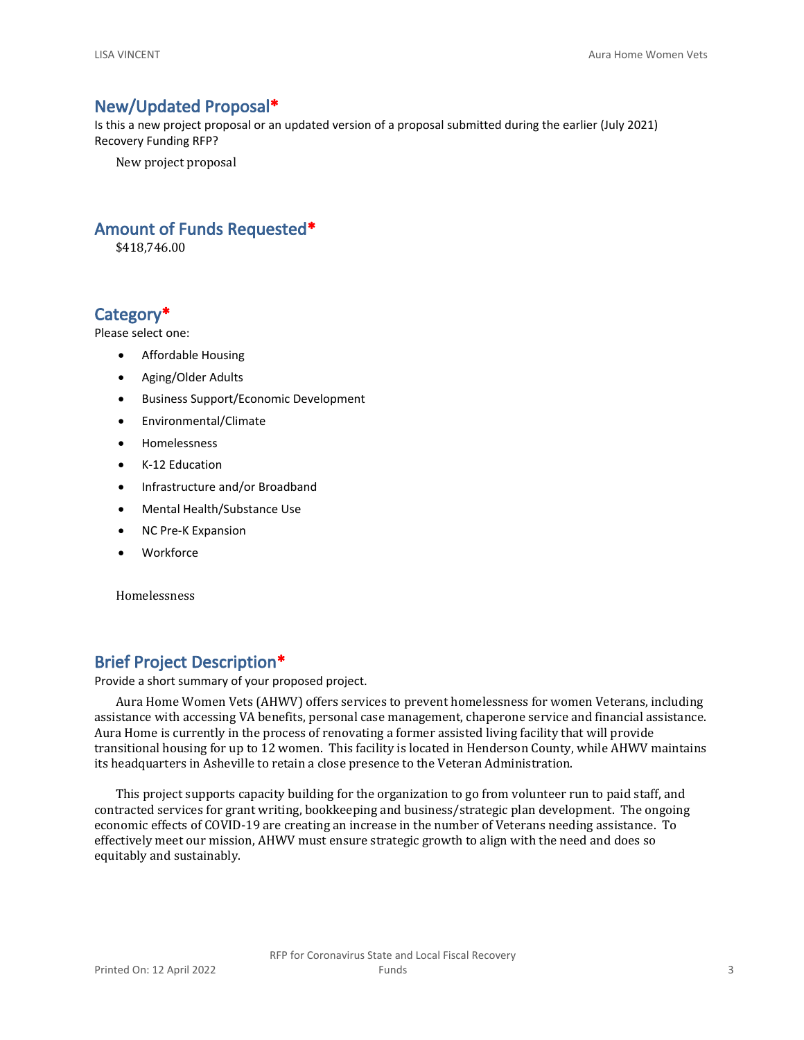## New/Updated Proposal*

Is this a new project proposal or an updated version of a proposal submitted during the earlier (July 2021) Recovery Funding RFP?

New project proposal

## Amount of Funds Requested*

$418,746.00

## Category*

Please select one:

- Affordable Housing
- Aging/Older Adults
- Business Support/Economic Development
- Environmental/Climate
- Homelessness
- K-12 Education
- Infrastructure and/or Broadband
- Mental Health/Substance Use
- NC Pre-K Expansion
- Workforce

Homelessness

## Brief Project Description*

Provide a short summary of your proposed project.

Aura Home Women Vets (AHWV) offers services to prevent homelessness for women Veterans, including assistance with accessing VA benefits, personal case management, chaperone service and financial assistance. Aura Home is currently in the process of renovating a former assisted living facility that will provide transitional housing for up to 12 women. This facility is located in Henderson County, while AHWV maintains its headquarters in Asheville to retain a close presence to the Veteran Administration.

This project supports capacity building for the organization to go from volunteer run to paid staff, and contracted services for grant writing, bookkeeping and business/strategic plan development. The ongoing economic effects of COVID-19 are creating an increase in the number of Veterans needing assistance. To effectively meet our mission, AHWV must ensure strategic growth to align with the need and does so equitably and sustainably.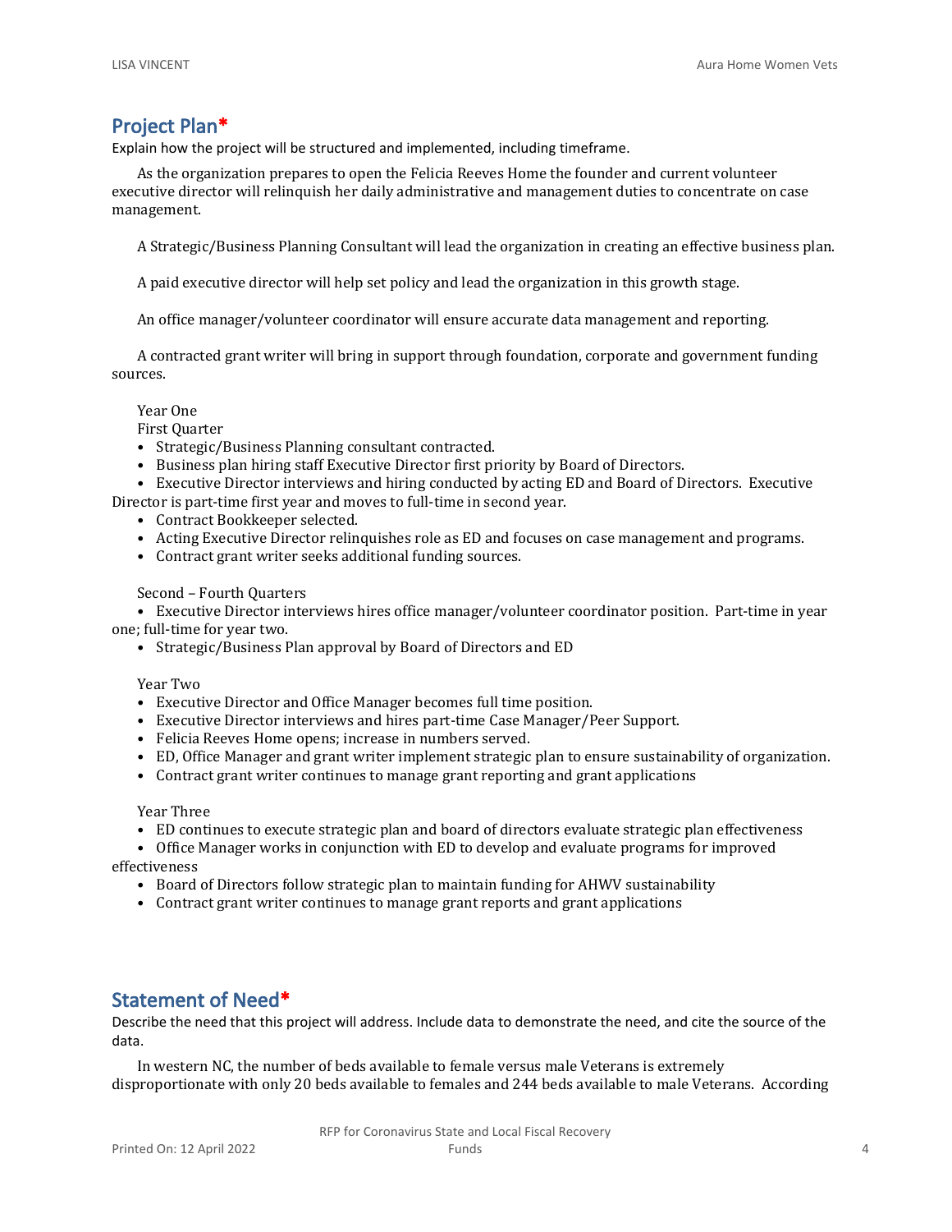## Project Plan*

Explain how the project will be structured and implemented, including timeframe.

As the organization prepares to open the Felicia Reeves Home the founder and current volunteer executive director will relinquish her daily administrative and management duties to concentrate on case management.

A Strategic/Business Planning Consultant will lead the organization in creating an effective business plan.

A paid executive director will help set policy and lead the organization in this growth stage.

An office manager/volunteer coordinator will ensure accurate data management and reporting.

A contracted grant writer will bring in support through foundation, corporate and government funding sources.

Year One

First Quarter

- Strategic/Business Planning consultant contracted.
- Business plan hiring staff Executive Director first priority by Board of Directors.
- Executive Director interviews and hiring conducted by acting ED and Board of Directors. Executive Director is part-time first year and moves to full-time in second year.
- Contract Bookkeeper selected.
- Acting Executive Director relinquishes role as ED and focuses on case management and programs.
- Contract grant writer seeks additional funding sources.

Second – Fourth Quarters

- Executive Director interviews hires office manager/volunteer coordinator position. Part-time in year one; full-time for year two.
- Strategic/Business Plan approval by Board of Directors and ED

Year Two

- Executive Director and Office Manager becomes full time position.
- Executive Director interviews and hires part-time Case Manager/Peer Support.
- Felicia Reeves Home opens; increase in numbers served.
- ED, Office Manager and grant writer implement strategic plan to ensure sustainability of organization.
- Contract grant writer continues to manage grant reporting and grant applications

Year Three

- ED continues to execute strategic plan and board of directors evaluate strategic plan effectiveness
- Office Manager works in conjunction with ED to develop and evaluate programs for improved effectiveness
- Board of Directors follow strategic plan to maintain funding for AHWV sustainability
- Contract grant writer continues to manage grant reports and grant applications

## Statement of Need*

Describe the need that this project will address. Include data to demonstrate the need, and cite the source of the data.

In western NC, the number of beds available to female versus male Veterans is extremely disproportionate with only 20 beds available to females and 244 beds available to male Veterans. According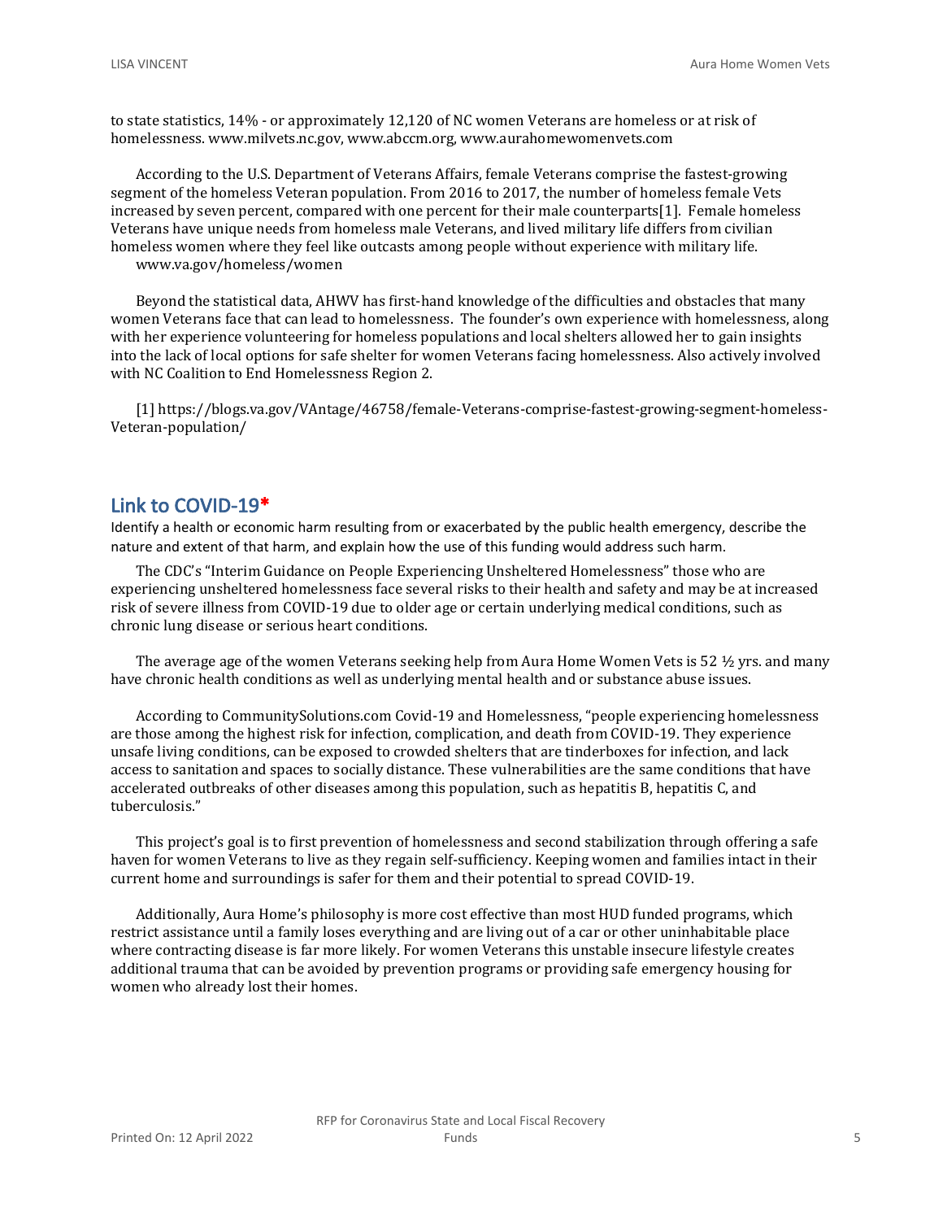to state statistics, 14% - or approximately 12,120 of NC women Veterans are homeless or at risk of homelessness. www.milvets.nc.gov, www.abccm.org, www.aurahomewomenvets.com

According to the U.S. Department of Veterans Affairs, female Veterans comprise the fastest-growing segment of the homeless Veteran population. From 2016 to 2017, the number of homeless female Vets increased by seven percent, compared with one percent for their male counterparts[1]. Female homeless Veterans have unique needs from homeless male Veterans, and lived military life differs from civilian homeless women where they feel like outcasts among people without experience with military life. www.va.gov/homeless/women

Beyond the statistical data, AHWV has first-hand knowledge of the difficulties and obstacles that many women Veterans face that can lead to homelessness. The founder's own experience with homelessness, along with her experience volunteering for homeless populations and local shelters allowed her to gain insights into the lack of local options for safe shelter for women Veterans facing homelessness. Also actively involved with NC Coalition to End Homelessness Region 2.

[1] https://blogs.va.gov/VAntage/46758/female-Veterans-comprise-fastest-growing-segment-homeless-Veteran-population/

## Link to COVID-19*

Identify a health or economic harm resulting from or exacerbated by the public health emergency, describe the nature and extent of that harm, and explain how the use of this funding would address such harm.

The CDC's "Interim Guidance on People Experiencing Unsheltered Homelessness" those who are experiencing unsheltered homelessness face several risks to their health and safety and may be at increased risk of severe illness from COVID-19 due to older age or certain underlying medical conditions, such as chronic lung disease or serious heart conditions.

The average age of the women Veterans seeking help from Aura Home Women Vets is 52 ½ yrs. and many have chronic health conditions as well as underlying mental health and or substance abuse issues.

According to CommunitySolutions.com Covid-19 and Homelessness, "people experiencing homelessness are those among the highest risk for infection, complication, and death from COVID-19. They experience unsafe living conditions, can be exposed to crowded shelters that are tinderboxes for infection, and lack access to sanitation and spaces to socially distance. These vulnerabilities are the same conditions that have accelerated outbreaks of other diseases among this population, such as hepatitis B, hepatitis C, and tuberculosis."

This project's goal is to first prevention of homelessness and second stabilization through offering a safe haven for women Veterans to live as they regain self-sufficiency. Keeping women and families intact in their current home and surroundings is safer for them and their potential to spread COVID-19.

Additionally, Aura Home's philosophy is more cost effective than most HUD funded programs, which restrict assistance until a family loses everything and are living out of a car or other uninhabitable place where contracting disease is far more likely. For women Veterans this unstable insecure lifestyle creates additional trauma that can be avoided by prevention programs or providing safe emergency housing for women who already lost their homes.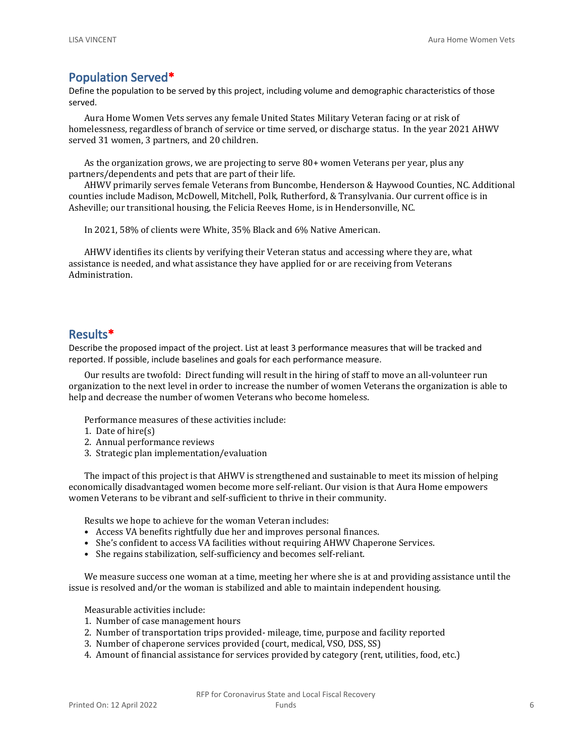## Population Served*

Define the population to be served by this project, including volume and demographic characteristics of those served.

Aura Home Women Vets serves any female United States Military Veteran facing or at risk of homelessness, regardless of branch of service or time served, or discharge status. In the year 2021 AHWV served 31 women, 3 partners, and 20 children.

As the organization grows, we are projecting to serve 80+ women Veterans per year, plus any partners/dependents and pets that are part of their life.

AHWV primarily serves female Veterans from Buncombe, Henderson & Haywood Counties, NC. Additional counties include Madison, McDowell, Mitchell, Polk, Rutherford, & Transylvania. Our current office is in Asheville; our transitional housing, the Felicia Reeves Home, is in Hendersonville, NC.

In 2021, 58% of clients were White, 35% Black and 6% Native American.

AHWV identifies its clients by verifying their Veteran status and accessing where they are, what assistance is needed, and what assistance they have applied for or are receiving from Veterans Administration.

## Results*

Describe the proposed impact of the project. List at least 3 performance measures that will be tracked and reported. If possible, include baselines and goals for each performance measure.

Our results are twofold: Direct funding will result in the hiring of staff to move an all-volunteer run organization to the next level in order to increase the number of women Veterans the organization is able to help and decrease the number of women Veterans who become homeless.

Performance measures of these activities include:

1. Date of hire(s)
2. Annual performance reviews
3. Strategic plan implementation/evaluation

The impact of this project is that AHWV is strengthened and sustainable to meet its mission of helping economically disadvantaged women become more self-reliant. Our vision is that Aura Home empowers women Veterans to be vibrant and self-sufficient to thrive in their community.

Results we hope to achieve for the woman Veteran includes:

- Access VA benefits rightfully due her and improves personal finances.
- She's confident to access VA facilities without requiring AHWV Chaperone Services.
- She regains stabilization, self-sufficiency and becomes self-reliant.

We measure success one woman at a time, meeting her where she is at and providing assistance until the issue is resolved and/or the woman is stabilized and able to maintain independent housing.

Measurable activities include:

1. Number of case management hours
2. Number of transportation trips provided- mileage, time, purpose and facility reported
3. Number of chaperone services provided (court, medical, VSO, DSS, SS)
4. Amount of financial assistance for services provided by category (rent, utilities, food, etc.)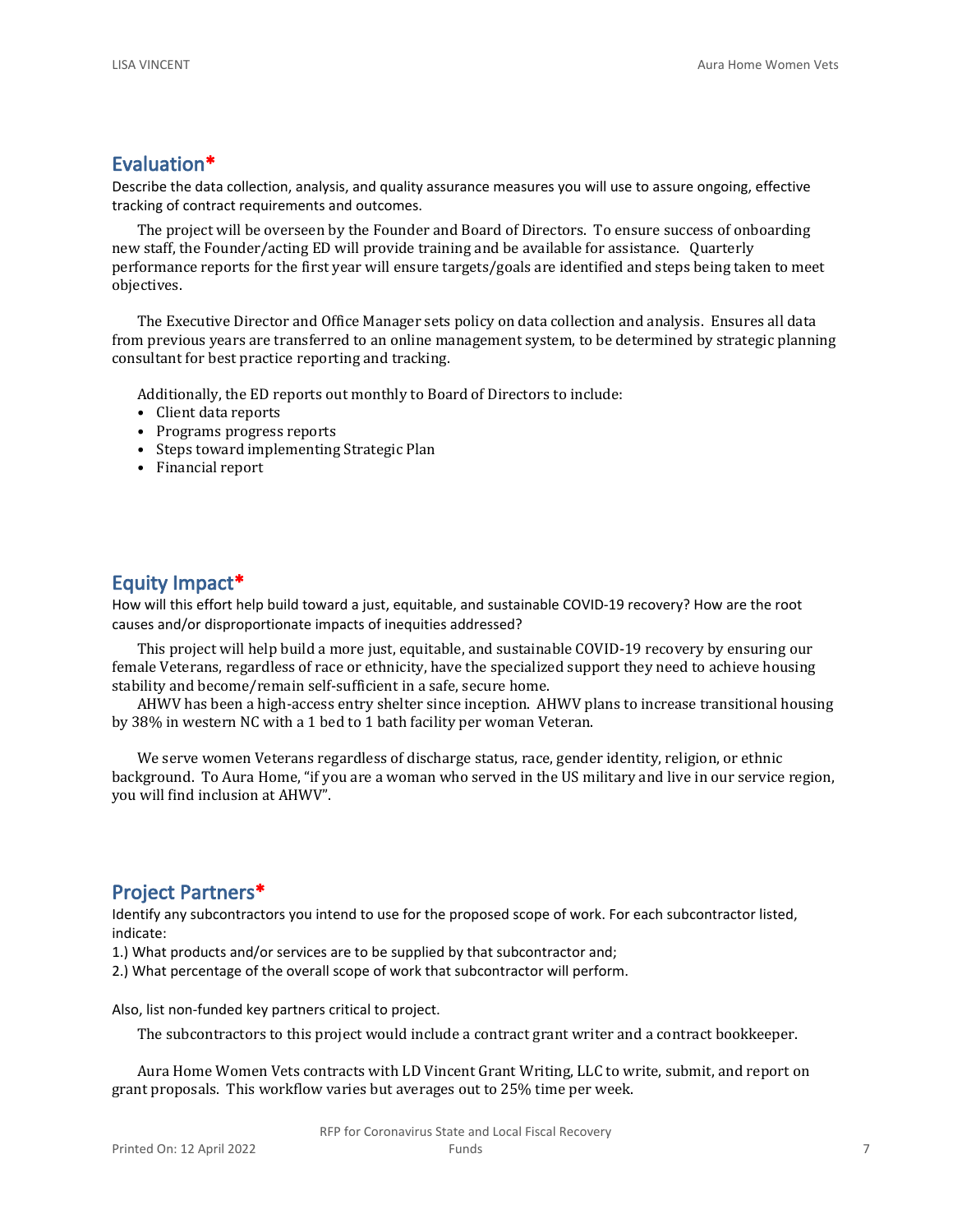## Evaluation*

Describe the data collection, analysis, and quality assurance measures you will use to assure ongoing, effective tracking of contract requirements and outcomes.

The project will be overseen by the Founder and Board of Directors. To ensure success of onboarding new staff, the Founder/acting ED will provide training and be available for assistance. Quarterly performance reports for the first year will ensure targets/goals are identified and steps being taken to meet objectives.

The Executive Director and Office Manager sets policy on data collection and analysis. Ensures all data from previous years are transferred to an online management system, to be determined by strategic planning consultant for best practice reporting and tracking.

Additionally, the ED reports out monthly to Board of Directors to include:

- Client data reports
- Programs progress reports
- Steps toward implementing Strategic Plan
- Financial report

## Equity Impact*

How will this effort help build toward a just, equitable, and sustainable COVID-19 recovery? How are the root causes and/or disproportionate impacts of inequities addressed?

This project will help build a more just, equitable, and sustainable COVID-19 recovery by ensuring our female Veterans, regardless of race or ethnicity, have the specialized support they need to achieve housing stability and become/remain self-sufficient in a safe, secure home.

AHWV has been a high-access entry shelter since inception. AHWV plans to increase transitional housing by 38% in western NC with a 1 bed to 1 bath facility per woman Veteran.

We serve women Veterans regardless of discharge status, race, gender identity, religion, or ethnic background. To Aura Home, "if you are a woman who served in the US military and live in our service region, you will find inclusion at AHWV".

## Project Partners*

Identify any subcontractors you intend to use for the proposed scope of work. For each subcontractor listed, indicate:

1.) What products and/or services are to be supplied by that subcontractor and;

2.) What percentage of the overall scope of work that subcontractor will perform.

Also, list non-funded key partners critical to project.

The subcontractors to this project would include a contract grant writer and a contract bookkeeper.

Aura Home Women Vets contracts with LD Vincent Grant Writing, LLC to write, submit, and report on grant proposals. This workflow varies but averages out to 25% time per week.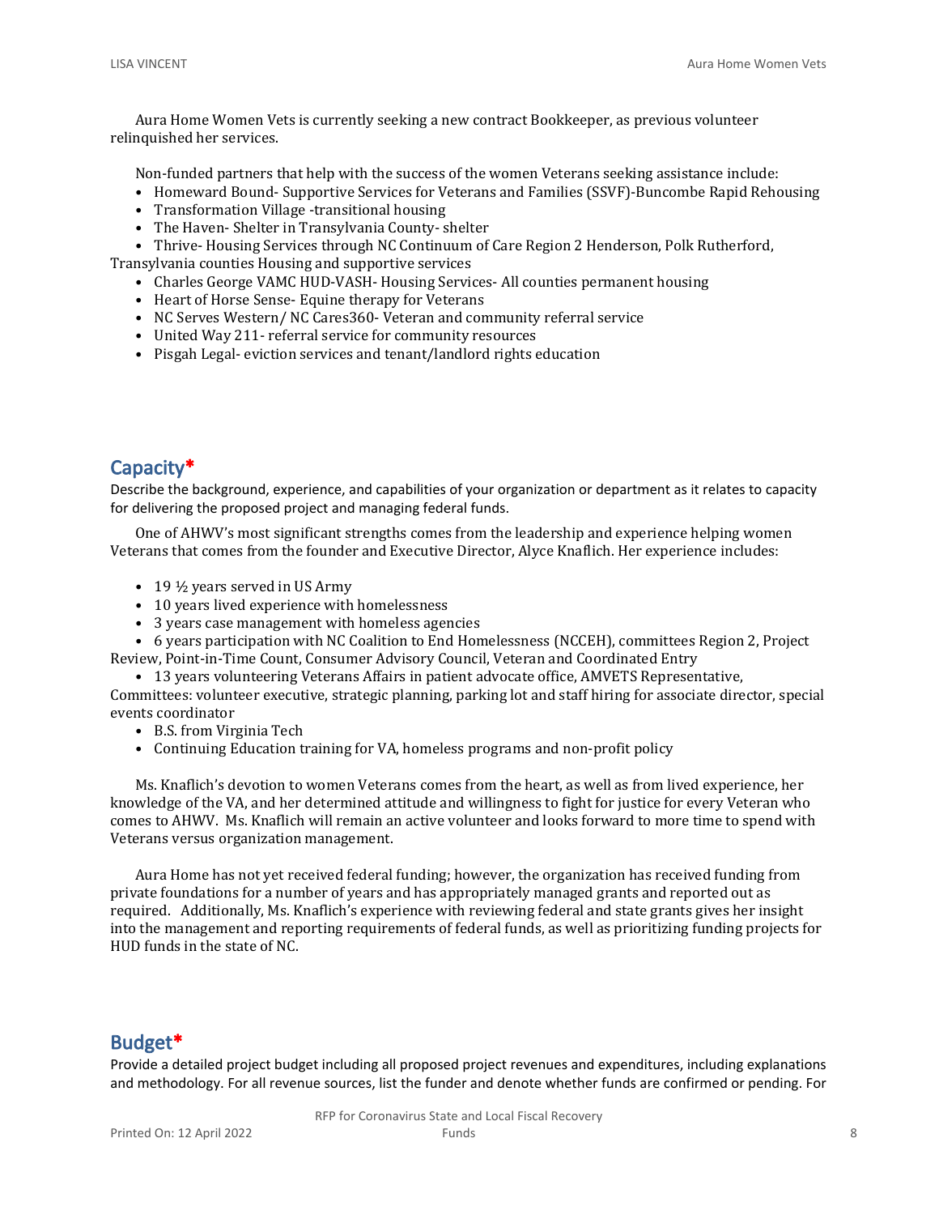Aura Home Women Vets is currently seeking a new contract Bookkeeper, as previous volunteer relinquished her services.

Non-funded partners that help with the success of the women Veterans seeking assistance include:

- Homeward Bound- Supportive Services for Veterans and Families (SSVF)-Buncombe Rapid Rehousing
- Transformation Village -transitional housing
- The Haven- Shelter in Transylvania County- shelter
- Thrive- Housing Services through NC Continuum of Care Region 2 Henderson, Polk Rutherford, Transylvania counties Housing and supportive services
- Charles George VAMC HUD-VASH- Housing Services- All counties permanent housing
- Heart of Horse Sense- Equine therapy for Veterans
- NC Serves Western/ NC Cares360- Veteran and community referral service
- United Way 211- referral service for community resources
- Pisgah Legal- eviction services and tenant/landlord rights education

## Capacity*

Describe the background, experience, and capabilities of your organization or department as it relates to capacity for delivering the proposed project and managing federal funds.

One of AHWV's most significant strengths comes from the leadership and experience helping women Veterans that comes from the founder and Executive Director, Alyce Knaflich. Her experience includes:

- 19 ½ years served in US Army
- 10 years lived experience with homelessness
- 3 years case management with homeless agencies
- 6 years participation with NC Coalition to End Homelessness (NCCEH), committees Region 2, Project Review, Point-in-Time Count, Consumer Advisory Council, Veteran and Coordinated Entry
- 13 years volunteering Veterans Affairs in patient advocate office, AMVETS Representative, Committees: volunteer executive, strategic planning, parking lot and staff hiring for associate director, special events coordinator
- B.S. from Virginia Tech
- Continuing Education training for VA, homeless programs and non-profit policy

Ms. Knaflich's devotion to women Veterans comes from the heart, as well as from lived experience, her knowledge of the VA, and her determined attitude and willingness to fight for justice for every Veteran who comes to AHWV. Ms. Knaflich will remain an active volunteer and looks forward to more time to spend with Veterans versus organization management.

Aura Home has not yet received federal funding; however, the organization has received funding from private foundations for a number of years and has appropriately managed grants and reported out as required. Additionally, Ms. Knaflich's experience with reviewing federal and state grants gives her insight into the management and reporting requirements of federal funds, as well as prioritizing funding projects for HUD funds in the state of NC.

## Budget*

Provide a detailed project budget including all proposed project revenues and expenditures, including explanations and methodology. For all revenue sources, list the funder and denote whether funds are confirmed or pending. For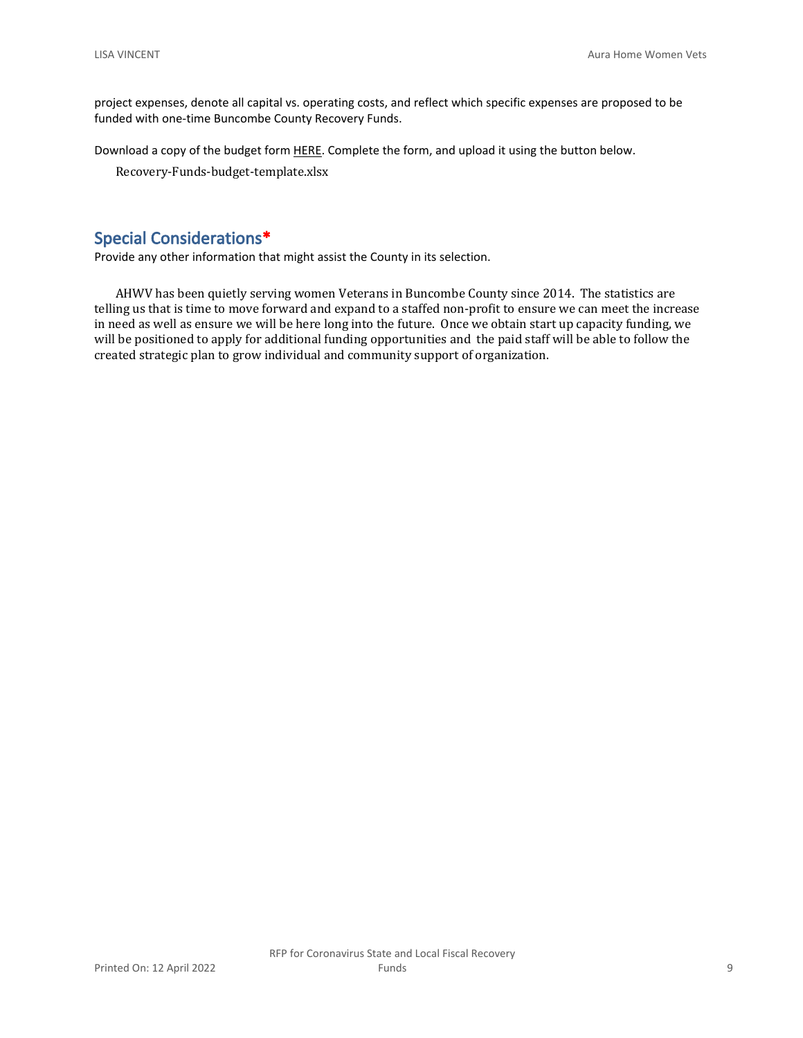project expenses, denote all capital vs. operating costs, and reflect which specific expenses are proposed to be funded with one-time Buncombe County Recovery Funds.

Download a copy of the budget form HERE. Complete the form, and upload it using the button below.

Recovery-Funds-budget-template.xlsx

## Special Considerations*

Provide any other information that might assist the County in its selection.

AHWV has been quietly serving women Veterans in Buncombe County since 2014. The statistics are telling us that is time to move forward and expand to a staffed non-profit to ensure we can meet the increase in need as well as ensure we will be here long into the future. Once we obtain start up capacity funding, we will be positioned to apply for additional funding opportunities and the paid staff will be able to follow the created strategic plan to grow individual and community support of organization.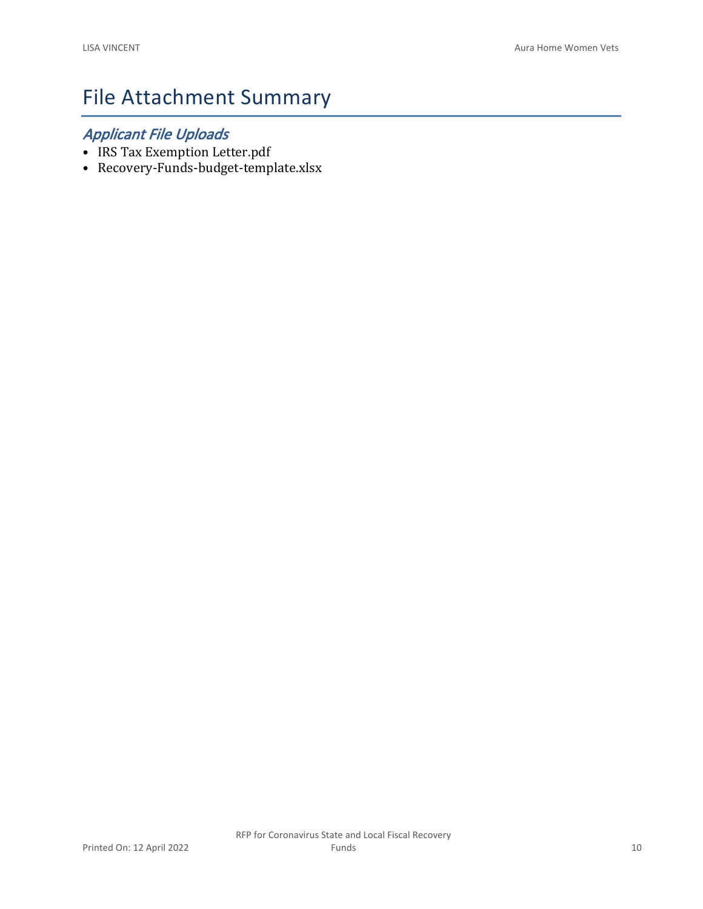# File Attachment Summary

## *Applicant File Uploads*

- IRS Tax Exemption Letter.pdf
- Recovery-Funds-budget-template.xlsx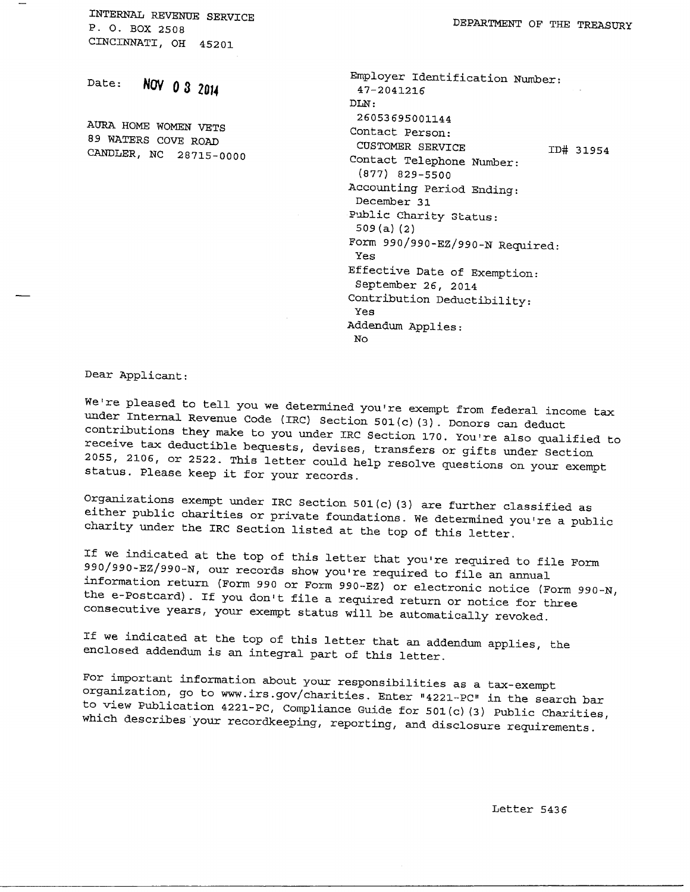INTERNAL REVENUE SERVICE
P. O. BOX 2508
CINCINNATI, OH 45201

DEPARTMENT OF THE TREASURY

Date: **NOV 03 2014**

AURA HOME WOMEN VETS
89 WATERS COVE ROAD
CANDLER, NC 28715-0000

Employer Identification Number:
47-2041216
DLN:
26053695001144
Contact Person:
CUSTOMER SERVICE ID# 31954
Contact Telephone Number:
(877) 829-5500
Accounting Period Ending:
December 31
Public Charity Status:
509(a)(2)
Form 990/990-EZ/990-N Required:
Yes
Effective Date of Exemption:
September 26, 2014
Contribution Deductibility:
Yes
Addendum Applies:
No

Dear Applicant:

We're pleased to tell you we determined you're exempt from federal income tax under Internal Revenue Code (IRC) Section 501(c)(3). Donors can deduct contributions they make to you under IRC Section 170. You're also qualified to receive tax deductible bequests, devises, transfers or gifts under Section 2055, 2106, or 2522. This letter could help resolve questions on your exempt status. Please keep it for your records.

Organizations exempt under IRC Section 501(c)(3) are further classified as either public charities or private foundations. We determined you're a public charity under the IRC Section listed at the top of this letter.

If we indicated at the top of this letter that you're required to file Form 990/990-EZ/990-N, our records show you're required to file an annual information return (Form 990 or Form 990-EZ) or electronic notice (Form 990-N, the e-Postcard). If you don't file a required return or notice for three consecutive years, your exempt status will be automatically revoked.

If we indicated at the top of this letter that an addendum applies, the enclosed addendum is an integral part of this letter.

For important information about your responsibilities as a tax-exempt organization, go to www.irs.gov/charities. Enter "4221-PC" in the search bar to view Publication 4221-PC, Compliance Guide for 501(c)(3) Public Charities, which describes your recordkeeping, reporting, and disclosure requirements.

Letter 5436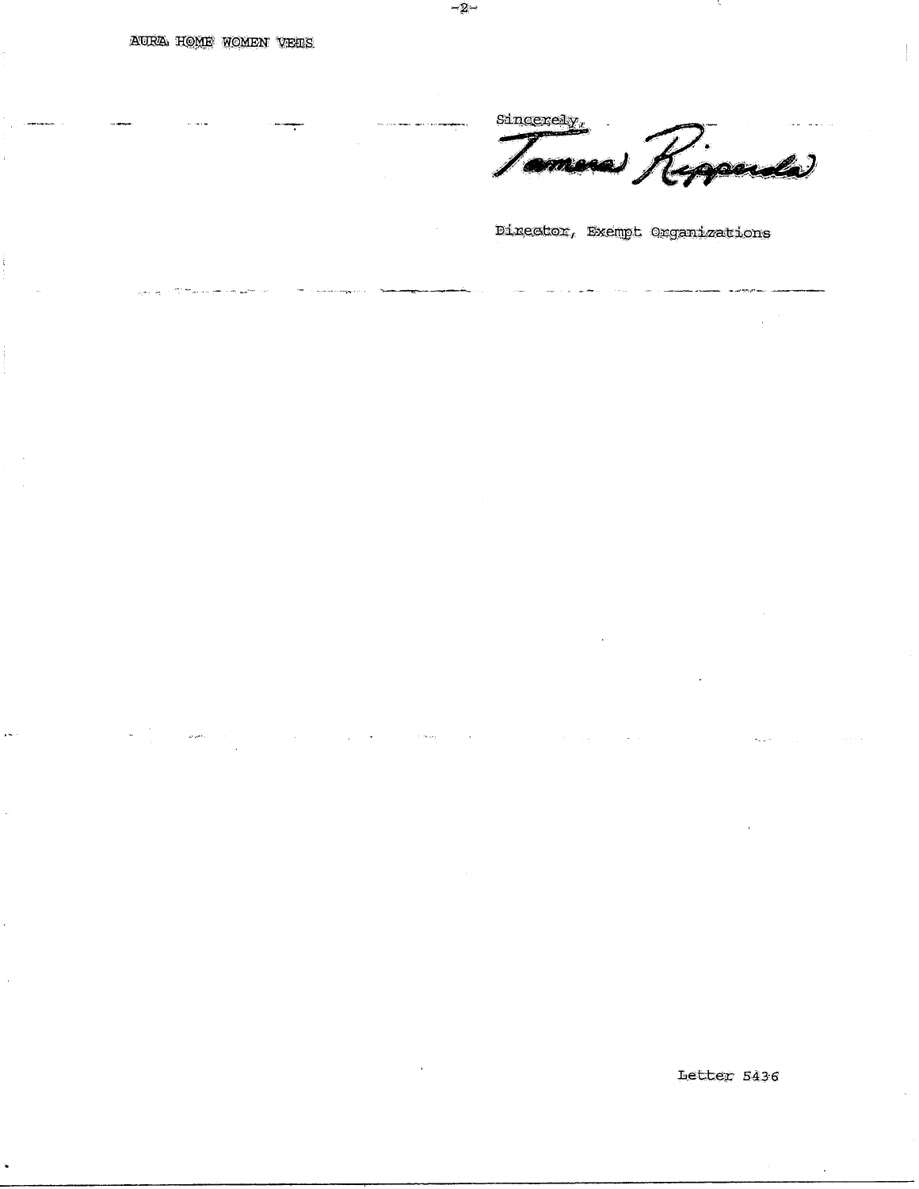AURA HOME WOMEN VETS

Sincerely,

Tamera Ripperda

Director, Exempt Organizations

Letter 5436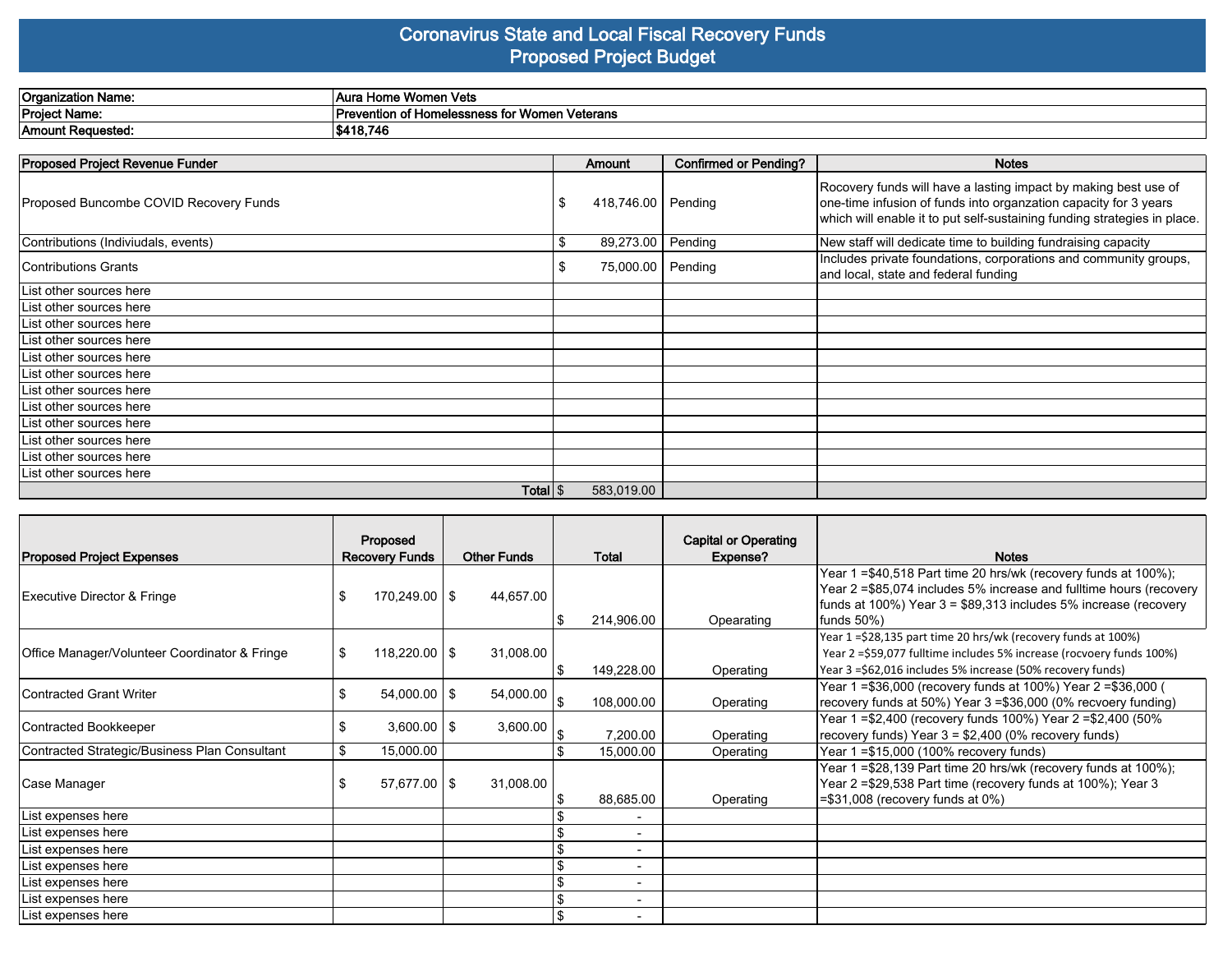# Coronavirus State and Local Fiscal Recovery Funds
## Proposed Project Budget

| | |
|---|---|
| **Organization Name:** | **Aura Home Women Vets** |
| **Project Name:** | **Prevention of Homelessness for Women Veterans** |
| **Amount Requested:** | **$418,746** |

| **Proposed Project Revenue Funder** | **Amount** | **Confirmed or Pending?** | **Notes** |
|---|---|---|---|
| Proposed Buncombe COVID Recovery Funds | $ 418,746.00 | Pending | Rocovery funds will have a lasting impact by making best use of one-time infusion of funds into organzation capacity for 3 years which will enable it to put self-sustaining funding strategies in place. |
| Contributions (Indiviudals, events) | $ 89,273.00 | Pending | New staff will dedicate time to building fundraising capacity |
| Contributions Grants | $ 75,000.00 | Pending | Includes private foundations, corporations and community groups, and local, state and federal funding |
| List other sources here | | | |
| List other sources here | | | |
| List other sources here | | | |
| List other sources here | | | |
| List other sources here | | | |
| List other sources here | | | |
| List other sources here | | | |
| List other sources here | | | |
| List other sources here | | | |
| List other sources here | | | |
| List other sources here | | | |
| List other sources here | | | |
| **Total** | $ 583,019.00 | | |

| **Proposed Project Expenses** | **Proposed Recovery Funds** | **Other Funds** | **Total** | **Capital or Operating Expense?** | **Notes** |
|---|---|---|---|---|---|
| Executive Director & Fringe | $ 170,249.00 | $ 44,657.00 | $ 214,906.00 | Opearating | Year 1 =$40,518 Part time 20 hrs/wk (recovery funds at 100%); Year 2 =$85,074 includes 5% increase and fulltime hours (recovery funds at 100%) Year 3 = $89,313 includes 5% increase (recovery funds 50%) |
| Office Manager/Volunteer Coordinator & Fringe | $ 118,220.00 | $ 31,008.00 | $ 149,228.00 | Operating | Year 1 =$28,135 part time 20 hrs/wk (recovery funds at 100%) Year 2 =$59,077 fulltime includes 5% increase (rocvoery funds 100%) Year 3 =$62,016 includes 5% increase (50% recovery funds) |
| Contracted Grant Writer | $ 54,000.00 | $ 54,000.00 | $ 108,000.00 | Operating | Year 1 =$36,000 (recovery funds at 100%) Year 2 =$36,000 ( recovery funds at 50%) Year 3 =$36,000 (0% recvoery funding) |
| Contracted Bookkeeper | $ 3,600.00 | $ 3,600.00 | $ 7,200.00 | Operating | Year 1 =$2,400 (recovery funds 100%) Year 2 =$2,400 (50% recovery funds) Year 3 = $2,400 (0% recovery funds) |
| Contracted Strategic/Business Plan Consultant | $ 15,000.00 | | $ 15,000.00 | Operating | Year 1 =$15,000 (100% recovery funds) |
| Case Manager | $ 57,677.00 | $ 31,008.00 | $ 88,685.00 | Operating | Year 1 =$28,139 Part time 20 hrs/wk (recovery funds at 100%); Year 2 =$29,538 Part time (recovery funds at 100%); Year 3 =$31,008 (recovery funds at 0%) |
| List expenses here | | | $ - | | |
| List expenses here | | | $ - | | |
| List expenses here | | | $ - | | |
| List expenses here | | | $ - | | |
| List expenses here | | | $ - | | |
| List expenses here | | | $ - | | |
| List expenses here | | | $ - | | |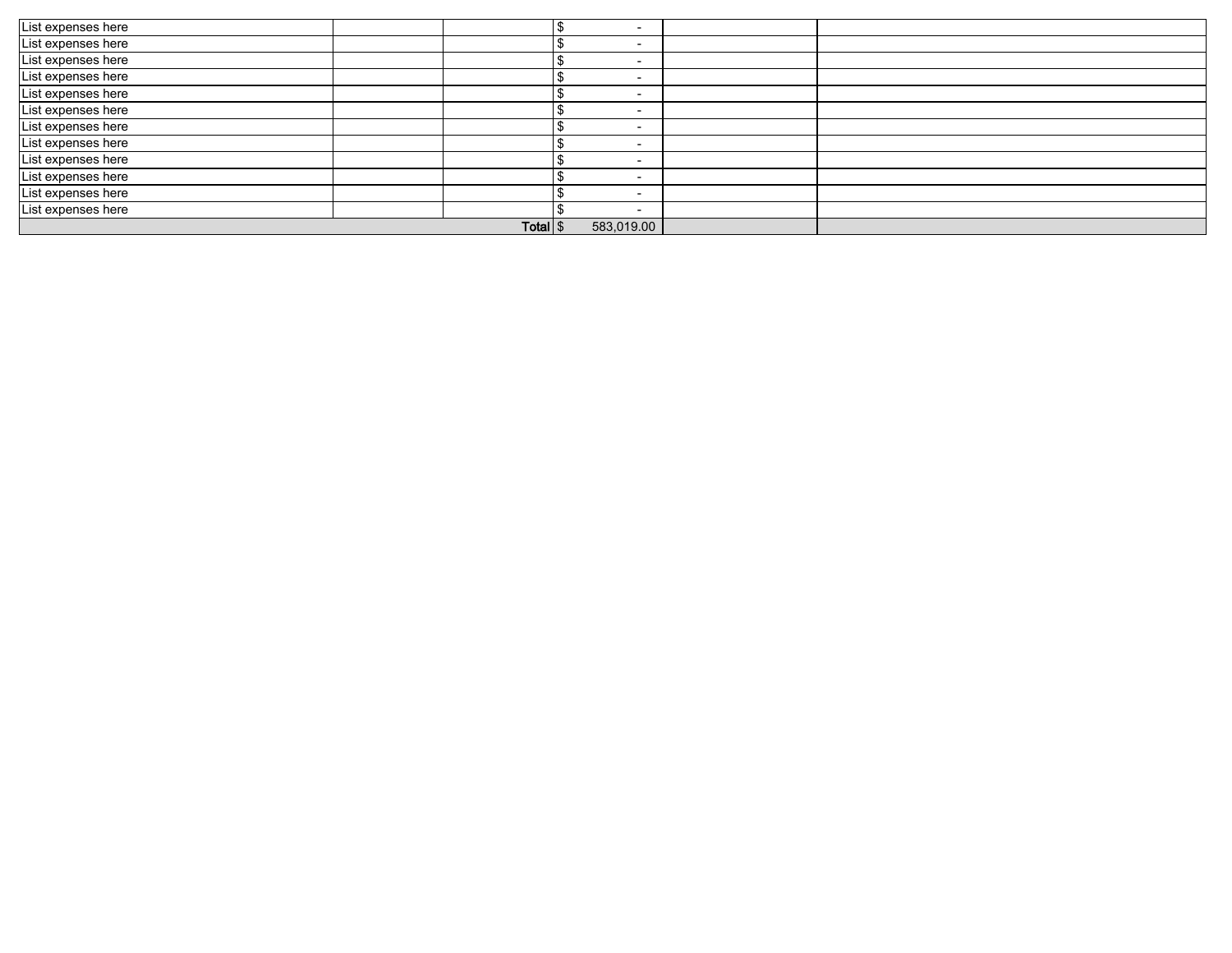| | | | | | |
|---|---|---|---|---|---|
| List expenses here | | | $ - | | |
| List expenses here | | | $ - | | |
| List expenses here | | | $ - | | |
| List expenses here | | | $ - | | |
| List expenses here | | | $ - | | |
| List expenses here | | | $ - | | |
| List expenses here | | | $ - | | |
| List expenses here | | | $ - | | |
| List expenses here | | | $ - | | |
| List expenses here | | | $ - | | |
| List expenses here | | | $ - | | |
| List expenses here | | | $ - | | |
| | | **Total** | $ 583,019.00 | | |